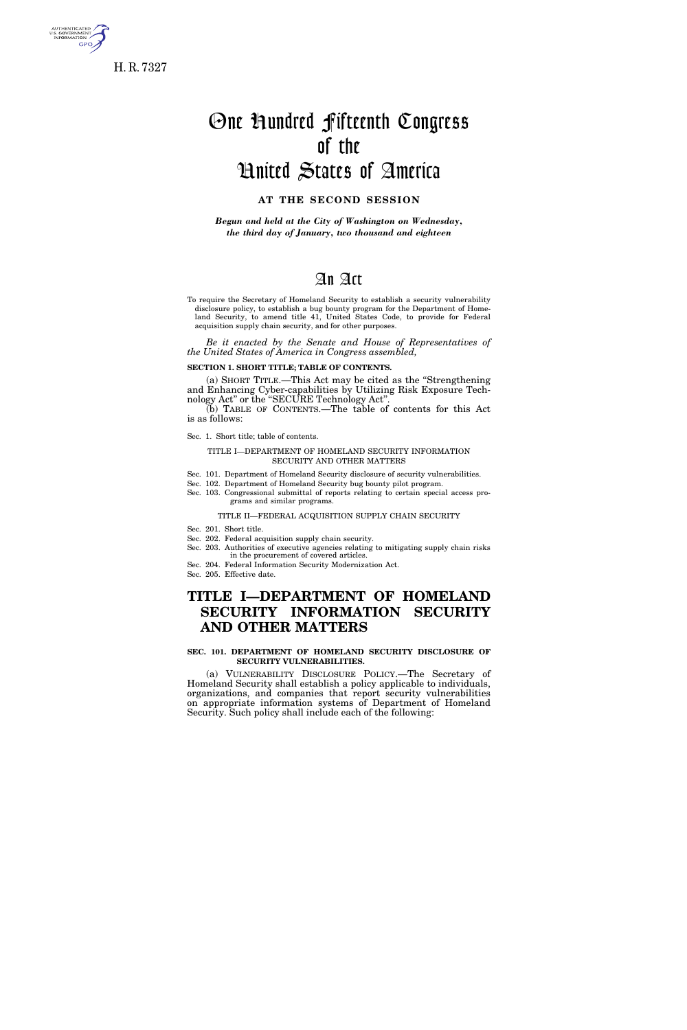H. R. 7327

# One Hundred Fifteenth Congress of the United States of America

**AT THE SECOND SESSION**

***Begun and held at the City of Washington on Wednesday, the third day of January, two thousand and eighteen***

# An Act

To require the Secretary of Homeland Security to establish a security vulnerability disclosure policy, to establish a bug bounty program for the Department of Homeland Security, to amend title 41, United States Code, to provide for Federal acquisition supply chain security, and for other purposes.

*Be it enacted by the Senate and House of Representatives of the United States of America in Congress assembled,*

**SECTION 1. SHORT TITLE; TABLE OF CONTENTS.**

(a) SHORT TITLE.—This Act may be cited as the "Strengthening and Enhancing Cyber-capabilities by Utilizing Risk Exposure Technology Act" or the "SECURE Technology Act".

(b) TABLE OF CONTENTS.—The table of contents for this Act is as follows:

Sec. 1. Short title; table of contents.

TITLE I—DEPARTMENT OF HOMELAND SECURITY INFORMATION SECURITY AND OTHER MATTERS

Sec. 101. Department of Homeland Security disclosure of security vulnerabilities.
Sec. 102. Department of Homeland Security bug bounty pilot program.
Sec. 103. Congressional submittal of reports relating to certain special access programs and similar programs.

TITLE II—FEDERAL ACQUISITION SUPPLY CHAIN SECURITY

Sec. 201. Short title.
Sec. 202. Federal acquisition supply chain security.
Sec. 203. Authorities of executive agencies relating to mitigating supply chain risks in the procurement of covered articles.
Sec. 204. Federal Information Security Modernization Act.
Sec. 205. Effective date.

## TITLE I—DEPARTMENT OF HOMELAND SECURITY INFORMATION SECURITY AND OTHER MATTERS

**SEC. 101. DEPARTMENT OF HOMELAND SECURITY DISCLOSURE OF SECURITY VULNERABILITIES.**

(a) VULNERABILITY DISCLOSURE POLICY.—The Secretary of Homeland Security shall establish a policy applicable to individuals, organizations, and companies that report security vulnerabilities on appropriate information systems of Department of Homeland Security. Such policy shall include each of the following: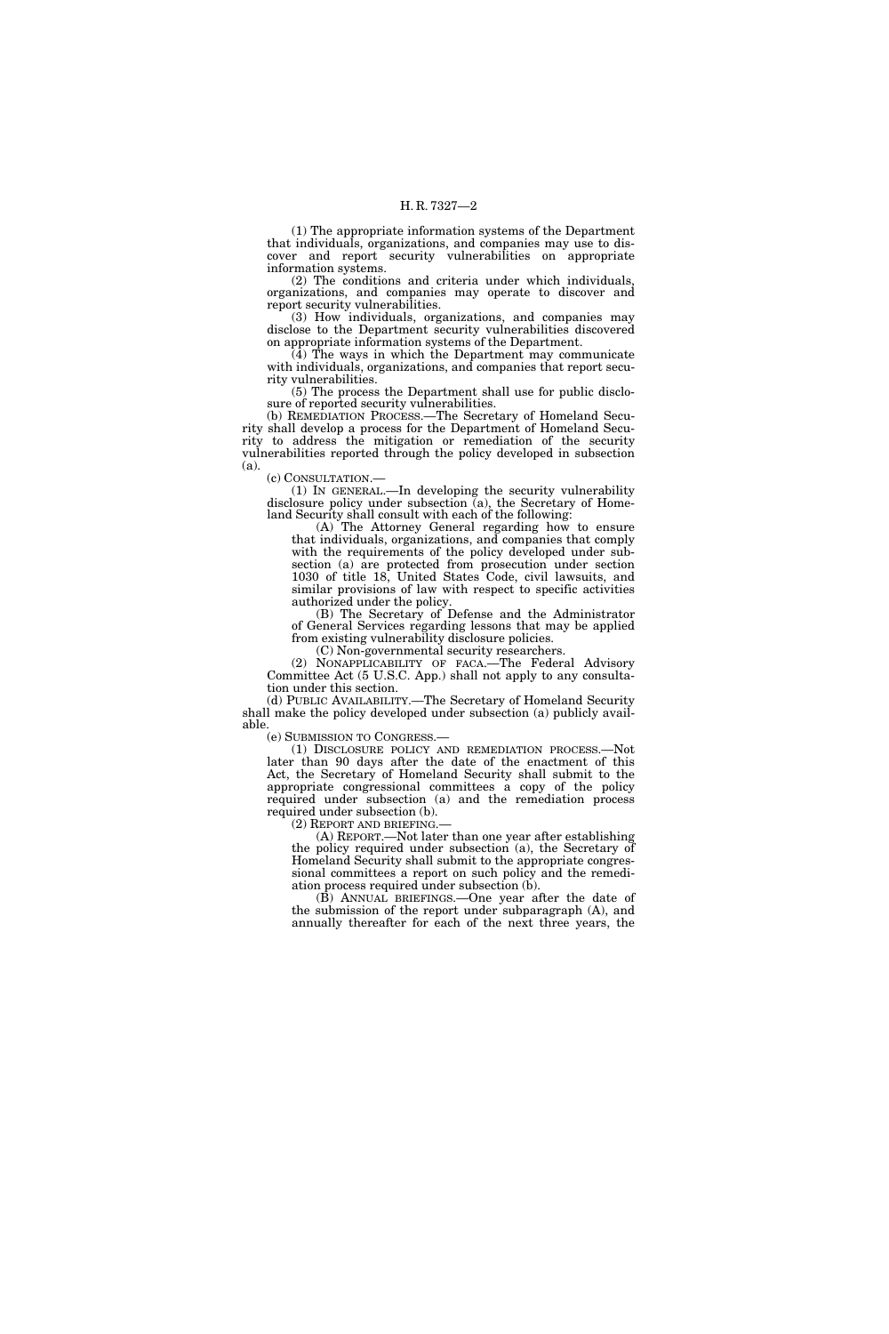(1) The appropriate information systems of the Department that individuals, organizations, and companies may use to discover and report security vulnerabilities on appropriate information systems.

(2) The conditions and criteria under which individuals, organizations, and companies may operate to discover and report security vulnerabilities.

(3) How individuals, organizations, and companies may disclose to the Department security vulnerabilities discovered on appropriate information systems of the Department.

(4) The ways in which the Department may communicate with individuals, organizations, and companies that report security vulnerabilities.

(5) The process the Department shall use for public disclosure of reported security vulnerabilities.

(b) REMEDIATION PROCESS.—The Secretary of Homeland Security shall develop a process for the Department of Homeland Security to address the mitigation or remediation of the security vulnerabilities reported through the policy developed in subsection (a).

(c) CONSULTATION.—

(1) IN GENERAL.—In developing the security vulnerability disclosure policy under subsection (a), the Secretary of Homeland Security shall consult with each of the following:

(A) The Attorney General regarding how to ensure that individuals, organizations, and companies that comply with the requirements of the policy developed under subsection (a) are protected from prosecution under section 1030 of title 18, United States Code, civil lawsuits, and similar provisions of law with respect to specific activities authorized under the policy.

(B) The Secretary of Defense and the Administrator of General Services regarding lessons that may be applied from existing vulnerability disclosure policies.

(C) Non-governmental security researchers.

(2) NONAPPLICABILITY OF FACA.—The Federal Advisory Committee Act (5 U.S.C. App.) shall not apply to any consultation under this section.

(d) PUBLIC AVAILABILITY.—The Secretary of Homeland Security shall make the policy developed under subsection (a) publicly available.

(e) SUBMISSION TO CONGRESS.—

(1) DISCLOSURE POLICY AND REMEDIATION PROCESS.—Not later than 90 days after the date of the enactment of this Act, the Secretary of Homeland Security shall submit to the appropriate congressional committees a copy of the policy required under subsection (a) and the remediation process required under subsection (b).

(2) REPORT AND BRIEFING.—

(A) REPORT.—Not later than one year after establishing the policy required under subsection (a), the Secretary of Homeland Security shall submit to the appropriate congressional committees a report on such policy and the remediation process required under subsection (b).

(B) ANNUAL BRIEFINGS.—One year after the date of the submission of the report under subparagraph (A), and annually thereafter for each of the next three years, the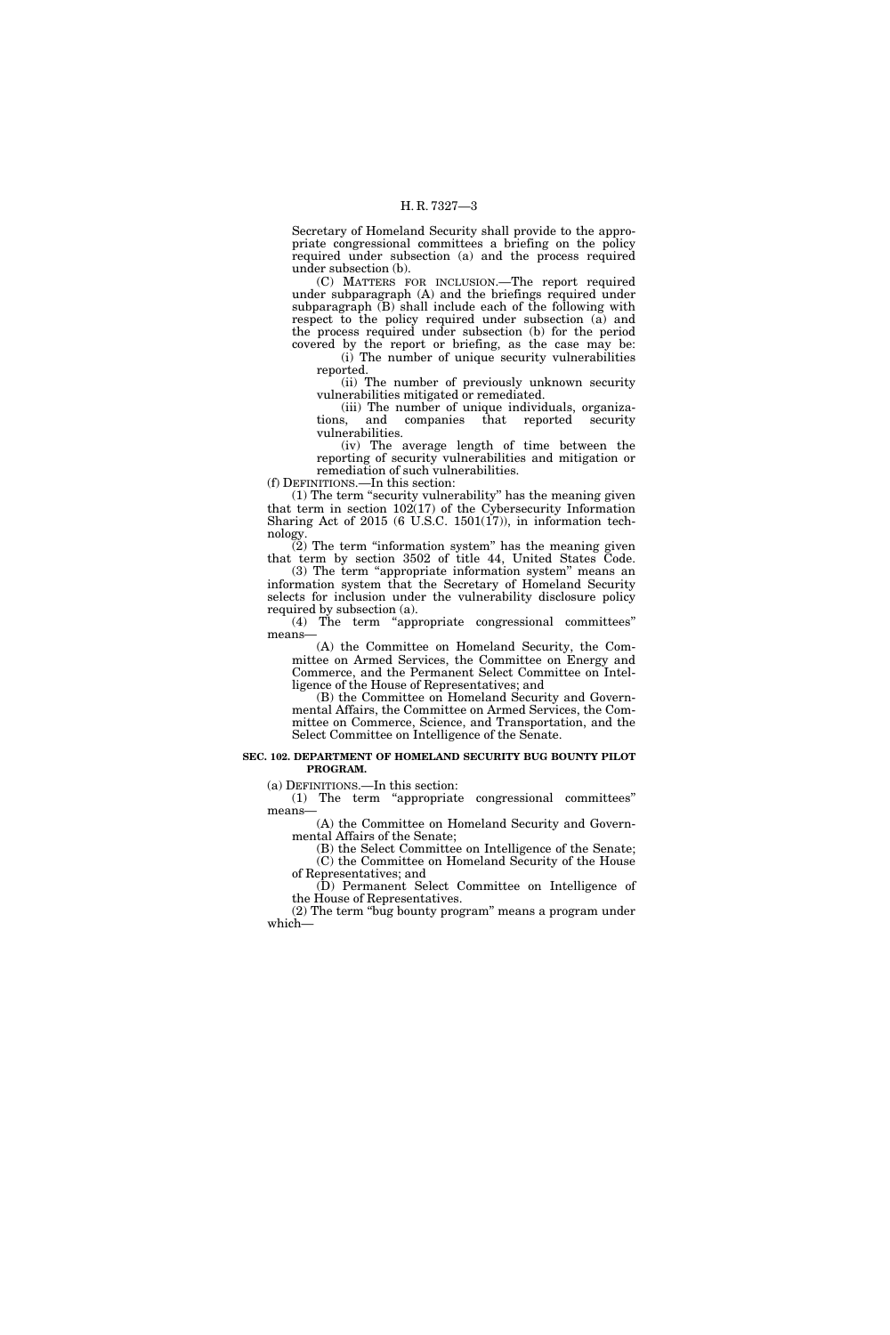Secretary of Homeland Security shall provide to the appropriate congressional committees a briefing on the policy required under subsection (a) and the process required under subsection (b).

(C) MATTERS FOR INCLUSION.—The report required under subparagraph (A) and the briefings required under subparagraph (B) shall include each of the following with respect to the policy required under subsection (a) and the process required under subsection (b) for the period covered by the report or briefing, as the case may be:

(i) The number of unique security vulnerabilities reported.

(ii) The number of previously unknown security vulnerabilities mitigated or remediated.

(iii) The number of unique individuals, organizations, and companies that reported security vulnerabilities.

(iv) The average length of time between the reporting of security vulnerabilities and mitigation or remediation of such vulnerabilities.

(f) DEFINITIONS.—In this section:

(1) The term "security vulnerability" has the meaning given that term in section 102(17) of the Cybersecurity Information Sharing Act of 2015 (6 U.S.C. 1501(17)), in information technology.

(2) The term "information system" has the meaning given that term by section 3502 of title 44, United States Code.

(3) The term "appropriate information system" means an information system that the Secretary of Homeland Security selects for inclusion under the vulnerability disclosure policy required by subsection (a).

(4) The term "appropriate congressional committees" means—

(A) the Committee on Homeland Security, the Committee on Armed Services, the Committee on Energy and Commerce, and the Permanent Select Committee on Intelligence of the House of Representatives; and

(B) the Committee on Homeland Security and Governmental Affairs, the Committee on Armed Services, the Committee on Commerce, Science, and Transportation, and the Select Committee on Intelligence of the Senate.

**SEC. 102. DEPARTMENT OF HOMELAND SECURITY BUG BOUNTY PILOT PROGRAM.**

(a) DEFINITIONS.—In this section:

(1) The term "appropriate congressional committees" means—

(A) the Committee on Homeland Security and Governmental Affairs of the Senate;

(B) the Select Committee on Intelligence of the Senate;

(C) the Committee on Homeland Security of the House of Representatives; and

(D) Permanent Select Committee on Intelligence of the House of Representatives.

(2) The term "bug bounty program" means a program under which—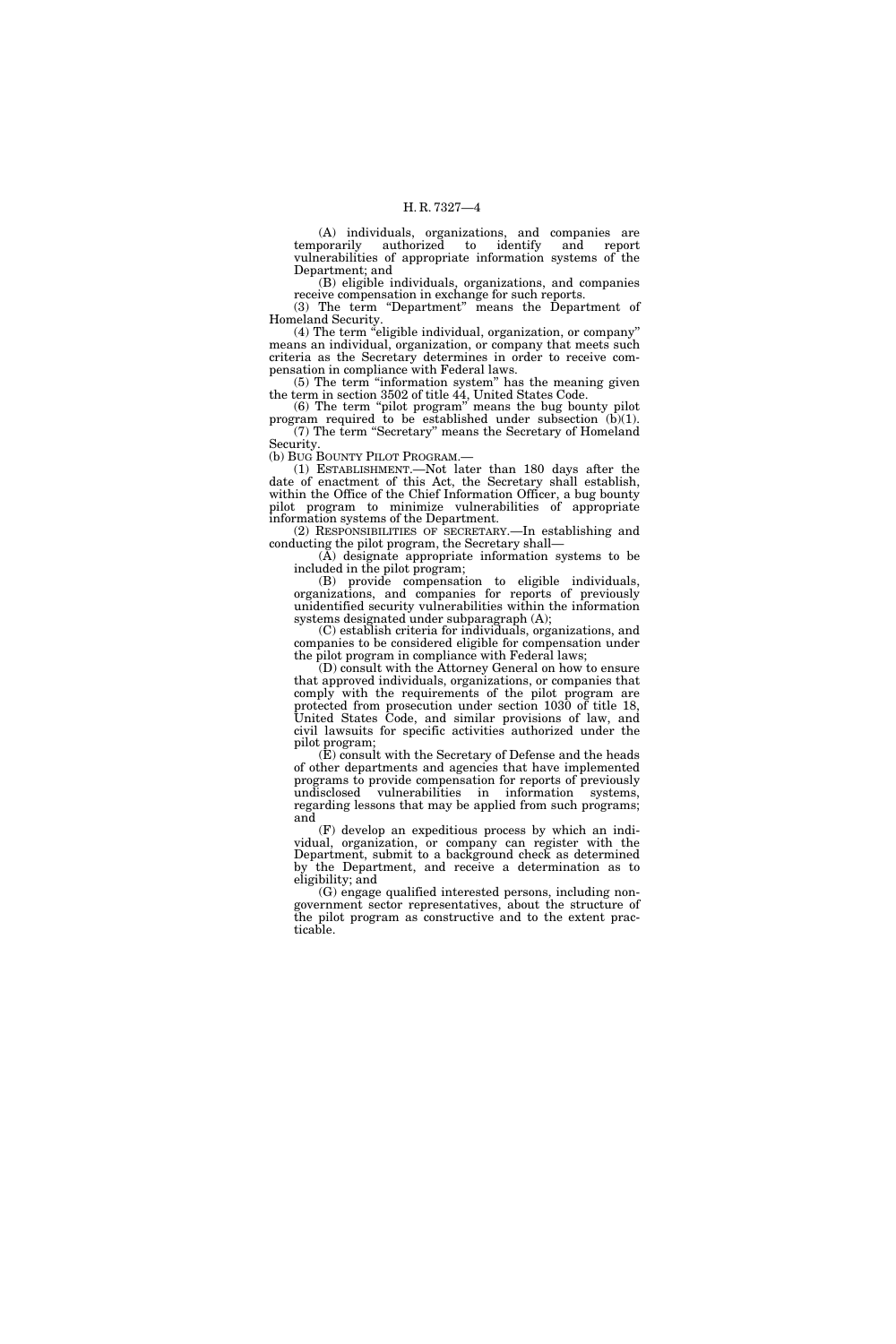(A) individuals, organizations, and companies are temporarily authorized to identify and report vulnerabilities of appropriate information systems of the Department; and

(B) eligible individuals, organizations, and companies receive compensation in exchange for such reports.

(3) The term "Department" means the Department of Homeland Security.

(4) The term "eligible individual, organization, or company" means an individual, organization, or company that meets such criteria as the Secretary determines in order to receive compensation in compliance with Federal laws.

(5) The term "information system" has the meaning given the term in section 3502 of title 44, United States Code.

(6) The term "pilot program" means the bug bounty pilot program required to be established under subsection (b)(1).

(7) The term "Secretary" means the Secretary of Homeland Security.

(b) BUG BOUNTY PILOT PROGRAM.—

(1) ESTABLISHMENT.—Not later than 180 days after the date of enactment of this Act, the Secretary shall establish, within the Office of the Chief Information Officer, a bug bounty pilot program to minimize vulnerabilities of appropriate information systems of the Department.

(2) RESPONSIBILITIES OF SECRETARY.—In establishing and conducting the pilot program, the Secretary shall—

(A) designate appropriate information systems to be included in the pilot program;

(B) provide compensation to eligible individuals, organizations, and companies for reports of previously unidentified security vulnerabilities within the information systems designated under subparagraph (A);

(C) establish criteria for individuals, organizations, and companies to be considered eligible for compensation under the pilot program in compliance with Federal laws;

(D) consult with the Attorney General on how to ensure that approved individuals, organizations, or companies that comply with the requirements of the pilot program are protected from prosecution under section 1030 of title 18, United States Code, and similar provisions of law, and civil lawsuits for specific activities authorized under the pilot program;

(E) consult with the Secretary of Defense and the heads of other departments and agencies that have implemented programs to provide compensation for reports of previously undisclosed vulnerabilities in information systems, regarding lessons that may be applied from such programs; and

(F) develop an expeditious process by which an individual, organization, or company can register with the Department, submit to a background check as determined by the Department, and receive a determination as to eligibility; and

(G) engage qualified interested persons, including non-government sector representatives, about the structure of the pilot program as constructive and to the extent practicable.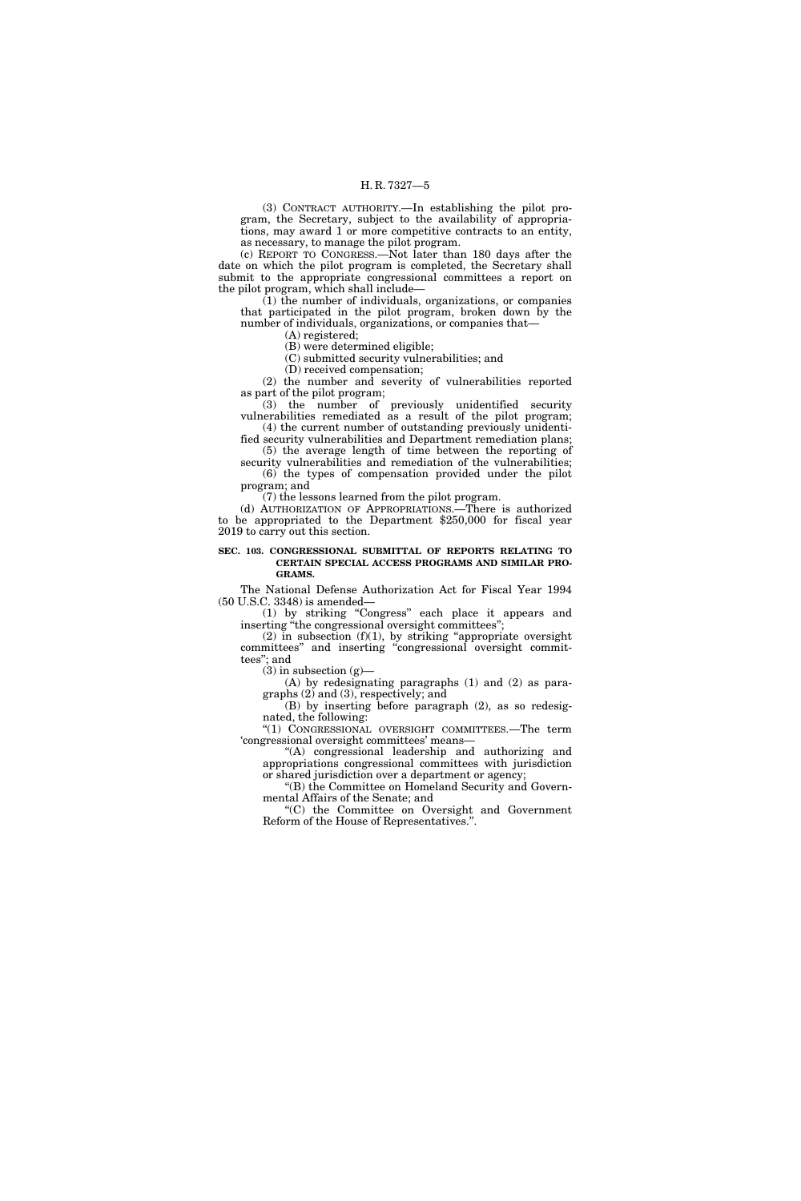(3) CONTRACT AUTHORITY.—In establishing the pilot program, the Secretary, subject to the availability of appropriations, may award 1 or more competitive contracts to an entity, as necessary, to manage the pilot program.

(c) REPORT TO CONGRESS.—Not later than 180 days after the date on which the pilot program is completed, the Secretary shall submit to the appropriate congressional committees a report on the pilot program, which shall include—

(1) the number of individuals, organizations, or companies that participated in the pilot program, broken down by the number of individuals, organizations, or companies that—

(A) registered;

(B) were determined eligible;

(C) submitted security vulnerabilities; and

(D) received compensation;

(2) the number and severity of vulnerabilities reported as part of the pilot program;

(3) the number of previously unidentified security vulnerabilities remediated as a result of the pilot program;

(4) the current number of outstanding previously unidentified security vulnerabilities and Department remediation plans;

(5) the average length of time between the reporting of security vulnerabilities and remediation of the vulnerabilities;

(6) the types of compensation provided under the pilot program; and

(7) the lessons learned from the pilot program.

(d) AUTHORIZATION OF APPROPRIATIONS.—There is authorized to be appropriated to the Department $250,000 for fiscal year 2019 to carry out this section.

**SEC. 103. CONGRESSIONAL SUBMITTAL OF REPORTS RELATING TO CERTAIN SPECIAL ACCESS PROGRAMS AND SIMILAR PROGRAMS.**

The National Defense Authorization Act for Fiscal Year 1994 (50 U.S.C. 3348) is amended—

(1) by striking "Congress" each place it appears and inserting "the congressional oversight committees";

(2) in subsection (f)(1), by striking "appropriate oversight committees" and inserting "congressional oversight committees"; and

(3) in subsection (g)—

(A) by redesignating paragraphs (1) and (2) as paragraphs (2) and (3), respectively; and

(B) by inserting before paragraph (2), as so redesignated, the following:

"(1) CONGRESSIONAL OVERSIGHT COMMITTEES.—The term 'congressional oversight committees' means—

"(A) congressional leadership and authorizing and appropriations congressional committees with jurisdiction or shared jurisdiction over a department or agency;

"(B) the Committee on Homeland Security and Governmental Affairs of the Senate; and

"(C) the Committee on Oversight and Government Reform of the House of Representatives.".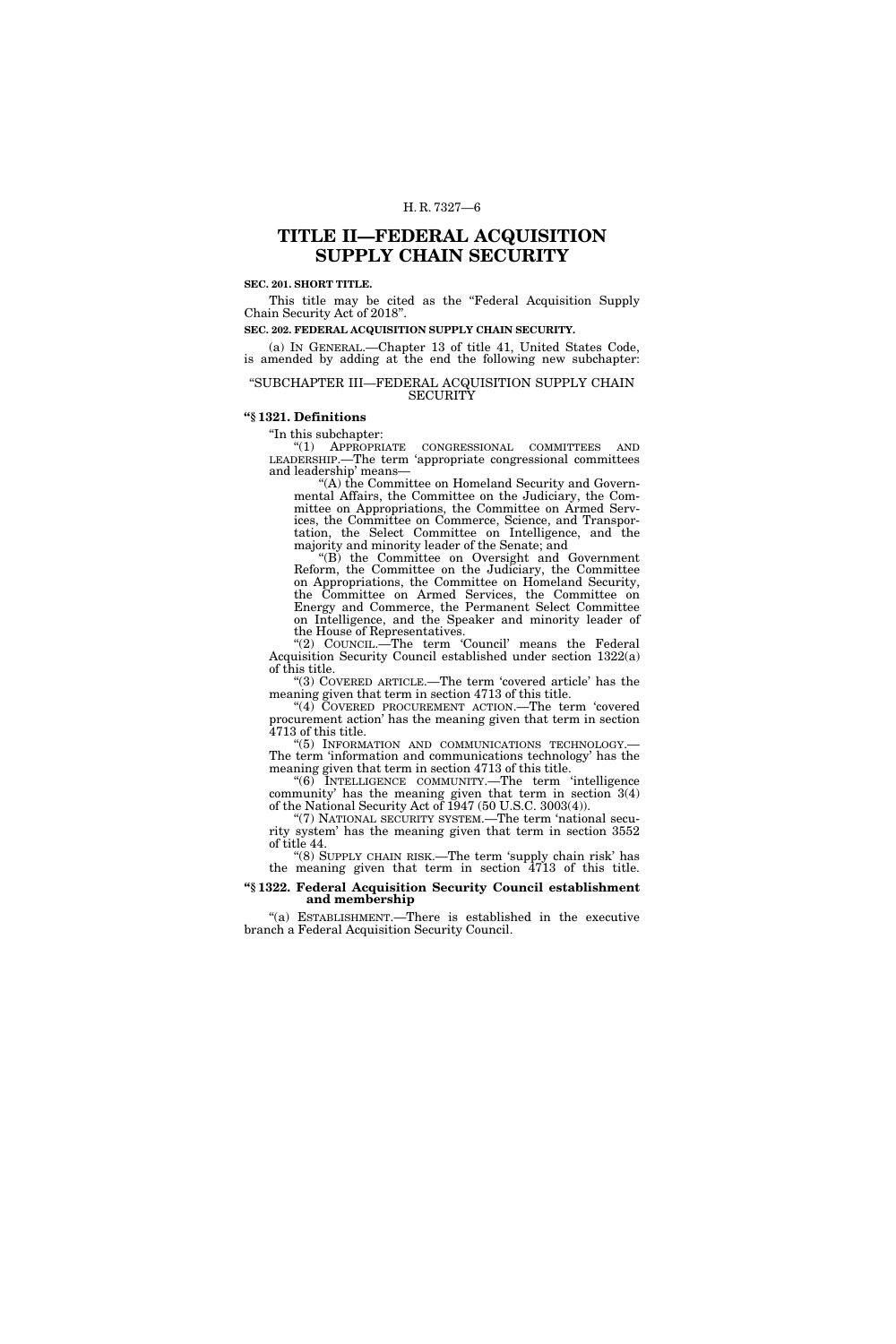# TITLE II—FEDERAL ACQUISITION SUPPLY CHAIN SECURITY

**SEC. 201. SHORT TITLE.**

This title may be cited as the "Federal Acquisition Supply Chain Security Act of 2018".

**SEC. 202. FEDERAL ACQUISITION SUPPLY CHAIN SECURITY.**

(a) IN GENERAL.—Chapter 13 of title 41, United States Code, is amended by adding at the end the following new subchapter:

"SUBCHAPTER III—FEDERAL ACQUISITION SUPPLY CHAIN SECURITY

**"§ 1321. Definitions**

"In this subchapter:

"(1) APPROPRIATE CONGRESSIONAL COMMITTEES AND LEADERSHIP.—The term 'appropriate congressional committees and leadership' means—

"(A) the Committee on Homeland Security and Governmental Affairs, the Committee on the Judiciary, the Committee on Appropriations, the Committee on Armed Services, the Committee on Commerce, Science, and Transportation, the Select Committee on Intelligence, and the majority and minority leader of the Senate; and

"(B) the Committee on Oversight and Government Reform, the Committee on the Judiciary, the Committee on Appropriations, the Committee on Homeland Security, the Committee on Armed Services, the Committee on Energy and Commerce, the Permanent Select Committee on Intelligence, and the Speaker and minority leader of the House of Representatives.

"(2) COUNCIL.—The term 'Council' means the Federal Acquisition Security Council established under section 1322(a) of this title.

"(3) COVERED ARTICLE.—The term 'covered article' has the meaning given that term in section 4713 of this title.

"(4) COVERED PROCUREMENT ACTION.—The term 'covered procurement action' has the meaning given that term in section 4713 of this title.

"(5) INFORMATION AND COMMUNICATIONS TECHNOLOGY.—The term 'information and communications technology' has the meaning given that term in section 4713 of this title.

"(6) INTELLIGENCE COMMUNITY.—The term 'intelligence community' has the meaning given that term in section 3(4) of the National Security Act of 1947 (50 U.S.C. 3003(4)).

"(7) NATIONAL SECURITY SYSTEM.—The term 'national security system' has the meaning given that term in section 3552 of title 44.

"(8) SUPPLY CHAIN RISK.—The term 'supply chain risk' has the meaning given that term in section 4713 of this title.

**"§ 1322. Federal Acquisition Security Council establishment and membership**

"(a) ESTABLISHMENT.—There is established in the executive branch a Federal Acquisition Security Council.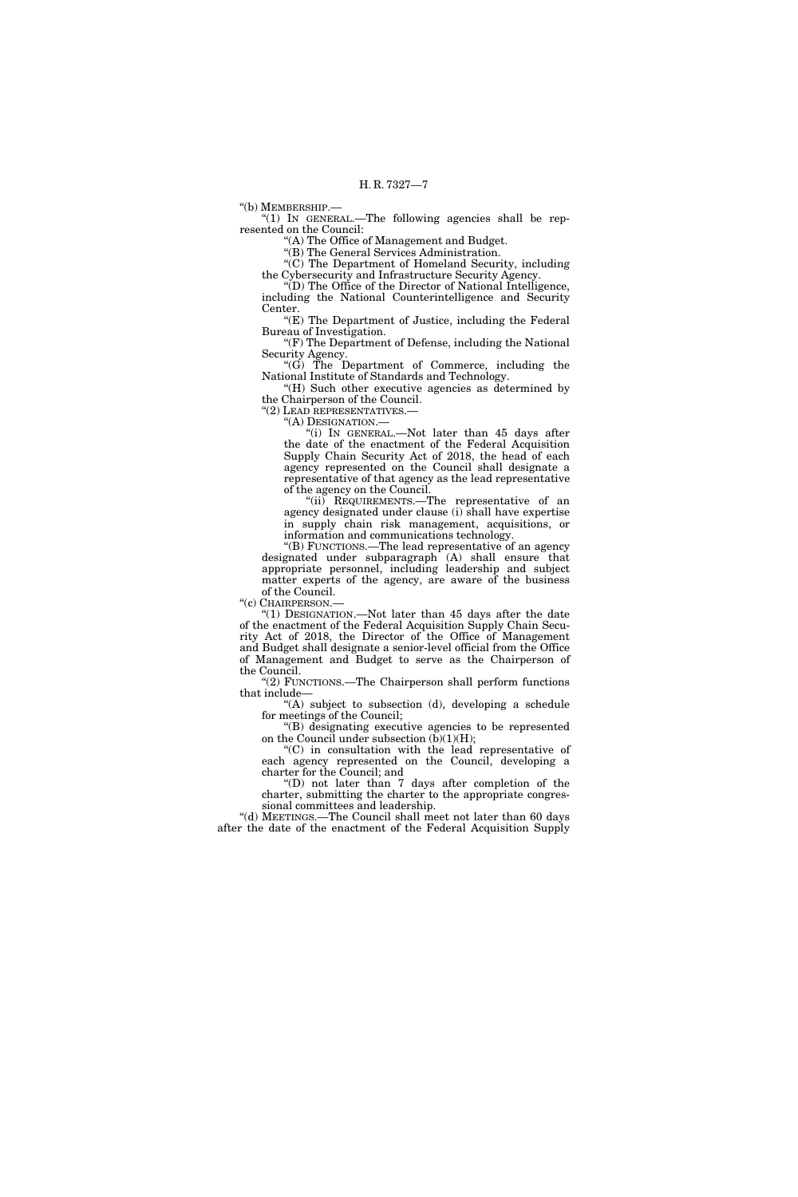"(b) MEMBERSHIP.—

"(1) IN GENERAL.—The following agencies shall be represented on the Council:

"(A) The Office of Management and Budget.

"(B) The General Services Administration.

"(C) The Department of Homeland Security, including the Cybersecurity and Infrastructure Security Agency.

"(D) The Office of the Director of National Intelligence, including the National Counterintelligence and Security Center.

"(E) The Department of Justice, including the Federal Bureau of Investigation.

"(F) The Department of Defense, including the National Security Agency.

"(G) The Department of Commerce, including the National Institute of Standards and Technology.

"(H) Such other executive agencies as determined by the Chairperson of the Council.

"(2) LEAD REPRESENTATIVES.—

"(A) DESIGNATION.—

"(i) IN GENERAL.—Not later than 45 days after the date of the enactment of the Federal Acquisition Supply Chain Security Act of 2018, the head of each agency represented on the Council shall designate a representative of that agency as the lead representative of the agency on the Council.

"(ii) REQUIREMENTS.—The representative of an agency designated under clause (i) shall have expertise in supply chain risk management, acquisitions, or information and communications technology.

"(B) FUNCTIONS.—The lead representative of an agency designated under subparagraph (A) shall ensure that appropriate personnel, including leadership and subject matter experts of the agency, are aware of the business of the Council.

"(c) CHAIRPERSON.—

"(1) DESIGNATION.—Not later than 45 days after the date of the enactment of the Federal Acquisition Supply Chain Security Act of 2018, the Director of the Office of Management and Budget shall designate a senior-level official from the Office of Management and Budget to serve as the Chairperson of the Council.

"(2) FUNCTIONS.—The Chairperson shall perform functions that include—

"(A) subject to subsection (d), developing a schedule for meetings of the Council;

"(B) designating executive agencies to be represented on the Council under subsection (b)(1)(H);

"(C) in consultation with the lead representative of each agency represented on the Council, developing a charter for the Council; and

"(D) not later than 7 days after completion of the charter, submitting the charter to the appropriate congressional committees and leadership.

"(d) MEETINGS.—The Council shall meet not later than 60 days after the date of the enactment of the Federal Acquisition Supply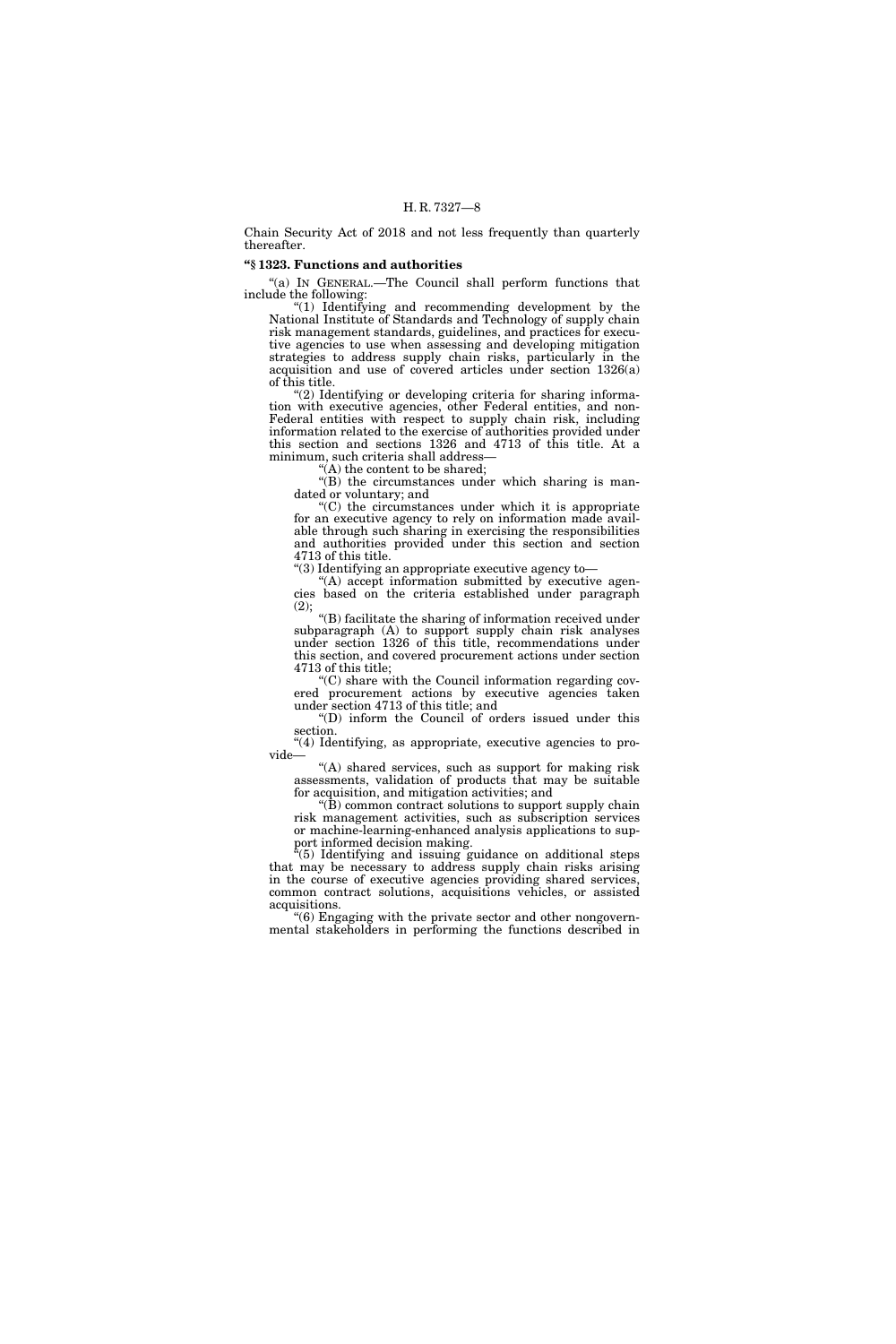Chain Security Act of 2018 and not less frequently than quarterly thereafter.

**"§ 1323. Functions and authorities**

"(a) IN GENERAL.—The Council shall perform functions that include the following:

"(1) Identifying and recommending development by the National Institute of Standards and Technology of supply chain risk management standards, guidelines, and practices for executive agencies to use when assessing and developing mitigation strategies to address supply chain risks, particularly in the acquisition and use of covered articles under section 1326(a) of this title.

"(2) Identifying or developing criteria for sharing information with executive agencies, other Federal entities, and non-Federal entities with respect to supply chain risk, including information related to the exercise of authorities provided under this section and sections 1326 and 4713 of this title. At a minimum, such criteria shall address—

"(A) the content to be shared;

"(B) the circumstances under which sharing is mandated or voluntary; and

"(C) the circumstances under which it is appropriate for an executive agency to rely on information made available through such sharing in exercising the responsibilities and authorities provided under this section and section 4713 of this title.

"(3) Identifying an appropriate executive agency to—

"(A) accept information submitted by executive agencies based on the criteria established under paragraph (2);

"(B) facilitate the sharing of information received under subparagraph (A) to support supply chain risk analyses under section 1326 of this title, recommendations under this section, and covered procurement actions under section 4713 of this title;

"(C) share with the Council information regarding covered procurement actions by executive agencies taken under section 4713 of this title; and

"(D) inform the Council of orders issued under this section.

"(4) Identifying, as appropriate, executive agencies to provide—

"(A) shared services, such as support for making risk assessments, validation of products that may be suitable for acquisition, and mitigation activities; and

"(B) common contract solutions to support supply chain risk management activities, such as subscription services or machine-learning-enhanced analysis applications to support informed decision making.

"(5) Identifying and issuing guidance on additional steps that may be necessary to address supply chain risks arising in the course of executive agencies providing shared services, common contract solutions, acquisitions vehicles, or assisted acquisitions.

"(6) Engaging with the private sector and other nongovernmental stakeholders in performing the functions described in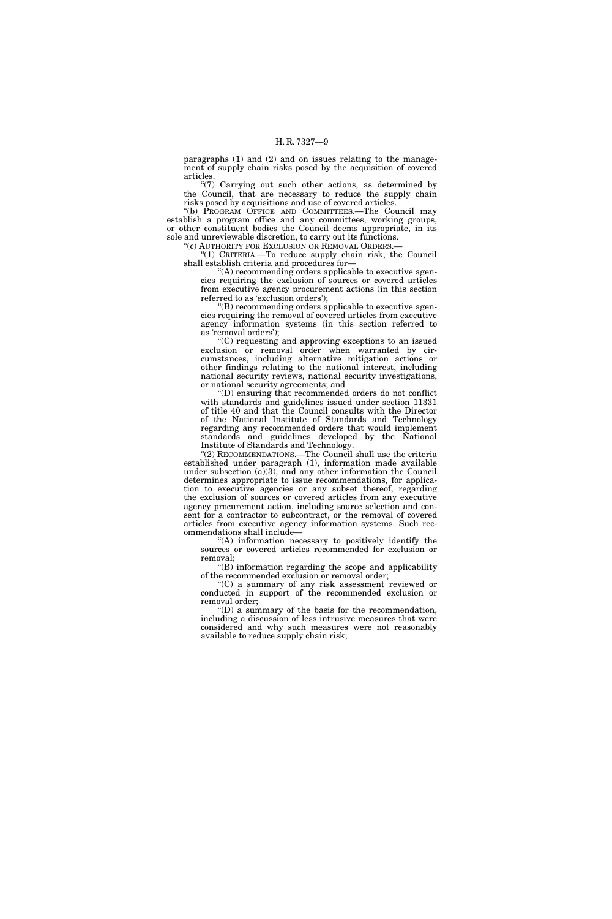paragraphs (1) and (2) and on issues relating to the management of supply chain risks posed by the acquisition of covered articles.

"(7) Carrying out such other actions, as determined by the Council, that are necessary to reduce the supply chain risks posed by acquisitions and use of covered articles.

"(b) PROGRAM OFFICE AND COMMITTEES.—The Council may establish a program office and any committees, working groups, or other constituent bodies the Council deems appropriate, in its sole and unreviewable discretion, to carry out its functions.

"(c) AUTHORITY FOR EXCLUSION OR REMOVAL ORDERS.—

"(1) CRITERIA.—To reduce supply chain risk, the Council shall establish criteria and procedures for—

"(A) recommending orders applicable to executive agencies requiring the exclusion of sources or covered articles from executive agency procurement actions (in this section referred to as 'exclusion orders');

"(B) recommending orders applicable to executive agencies requiring the removal of covered articles from executive agency information systems (in this section referred to as 'removal orders');

"(C) requesting and approving exceptions to an issued exclusion or removal order when warranted by circumstances, including alternative mitigation actions or other findings relating to the national interest, including national security reviews, national security investigations, or national security agreements; and

"(D) ensuring that recommended orders do not conflict with standards and guidelines issued under section 11331 of title 40 and that the Council consults with the Director of the National Institute of Standards and Technology regarding any recommended orders that would implement standards and guidelines developed by the National Institute of Standards and Technology.

"(2) RECOMMENDATIONS.—The Council shall use the criteria established under paragraph (1), information made available under subsection (a)(3), and any other information the Council determines appropriate to issue recommendations, for application to executive agencies or any subset thereof, regarding the exclusion of sources or covered articles from any executive agency procurement action, including source selection and consent for a contractor to subcontract, or the removal of covered articles from executive agency information systems. Such recommendations shall include—

"(A) information necessary to positively identify the sources or covered articles recommended for exclusion or removal;

"(B) information regarding the scope and applicability of the recommended exclusion or removal order;

"(C) a summary of any risk assessment reviewed or conducted in support of the recommended exclusion or removal order;

"(D) a summary of the basis for the recommendation, including a discussion of less intrusive measures that were considered and why such measures were not reasonably available to reduce supply chain risk;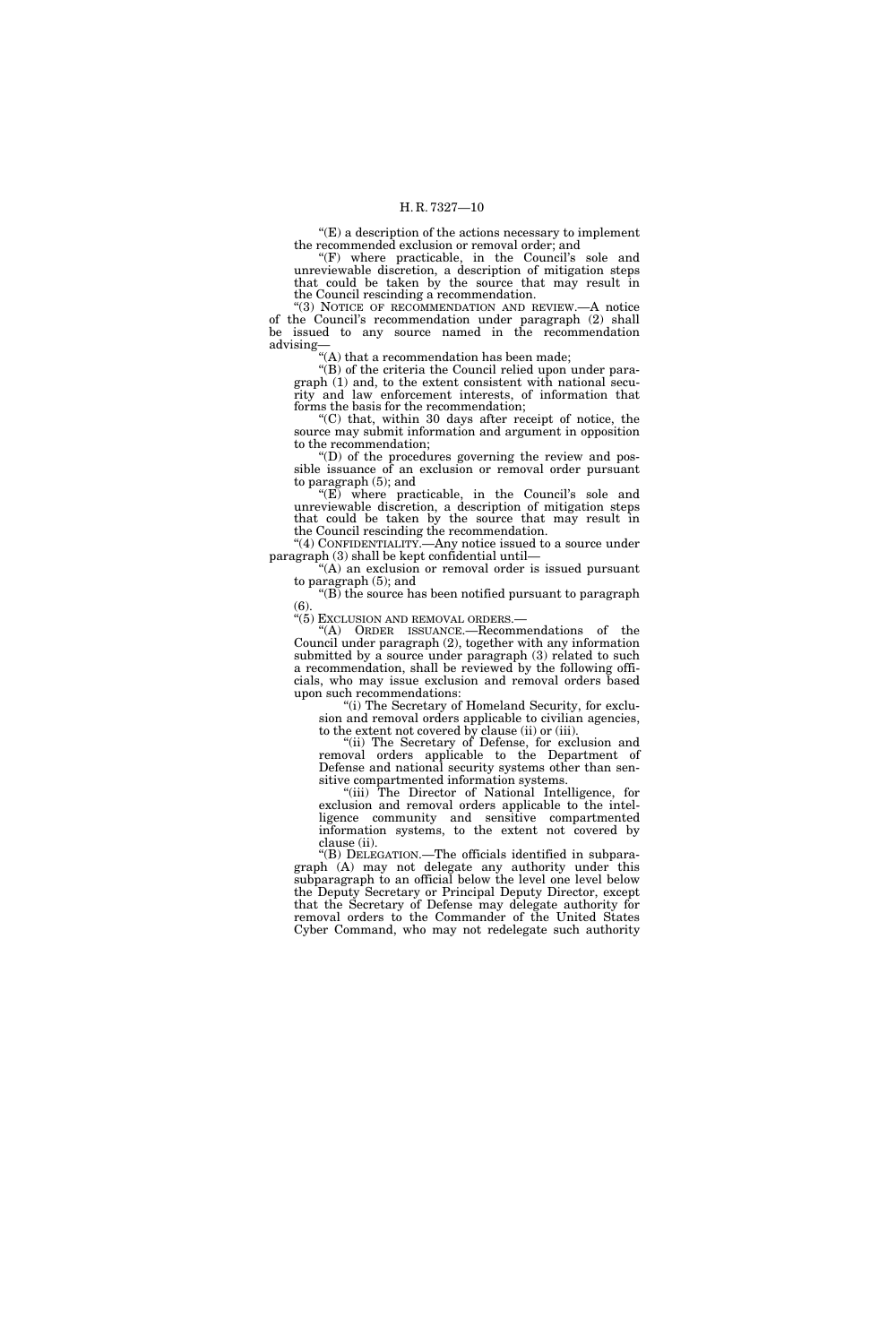"(E) a description of the actions necessary to implement the recommended exclusion or removal order; and

"(F) where practicable, in the Council's sole and unreviewable discretion, a description of mitigation steps that could be taken by the source that may result in the Council rescinding a recommendation.

"(3) NOTICE OF RECOMMENDATION AND REVIEW.—A notice of the Council's recommendation under paragraph (2) shall be issued to any source named in the recommendation advising—

"(A) that a recommendation has been made;

"(B) of the criteria the Council relied upon under paragraph (1) and, to the extent consistent with national security and law enforcement interests, of information that forms the basis for the recommendation;

"(C) that, within 30 days after receipt of notice, the source may submit information and argument in opposition to the recommendation;

"(D) of the procedures governing the review and possible issuance of an exclusion or removal order pursuant to paragraph (5); and

"(E) where practicable, in the Council's sole and unreviewable discretion, a description of mitigation steps that could be taken by the source that may result in the Council rescinding the recommendation.

"(4) CONFIDENTIALITY.—Any notice issued to a source under paragraph (3) shall be kept confidential until—

"(A) an exclusion or removal order is issued pursuant to paragraph (5); and

"(B) the source has been notified pursuant to paragraph (6).

"(5) EXCLUSION AND REMOVAL ORDERS.—

"(A) ORDER ISSUANCE.—Recommendations of the Council under paragraph (2), together with any information submitted by a source under paragraph (3) related to such a recommendation, shall be reviewed by the following officials, who may issue exclusion and removal orders based upon such recommendations:

"(i) The Secretary of Homeland Security, for exclusion and removal orders applicable to civilian agencies, to the extent not covered by clause (ii) or (iii).

"(ii) The Secretary of Defense, for exclusion and removal orders applicable to the Department of Defense and national security systems other than sensitive compartmented information systems.

"(iii) The Director of National Intelligence, for exclusion and removal orders applicable to the intelligence community and sensitive compartmented information systems, to the extent not covered by clause (ii).

"(B) DELEGATION.—The officials identified in subparagraph (A) may not delegate any authority under this subparagraph to an official below the level one level below the Deputy Secretary or Principal Deputy Director, except that the Secretary of Defense may delegate authority for removal orders to the Commander of the United States Cyber Command, who may not redelegate such authority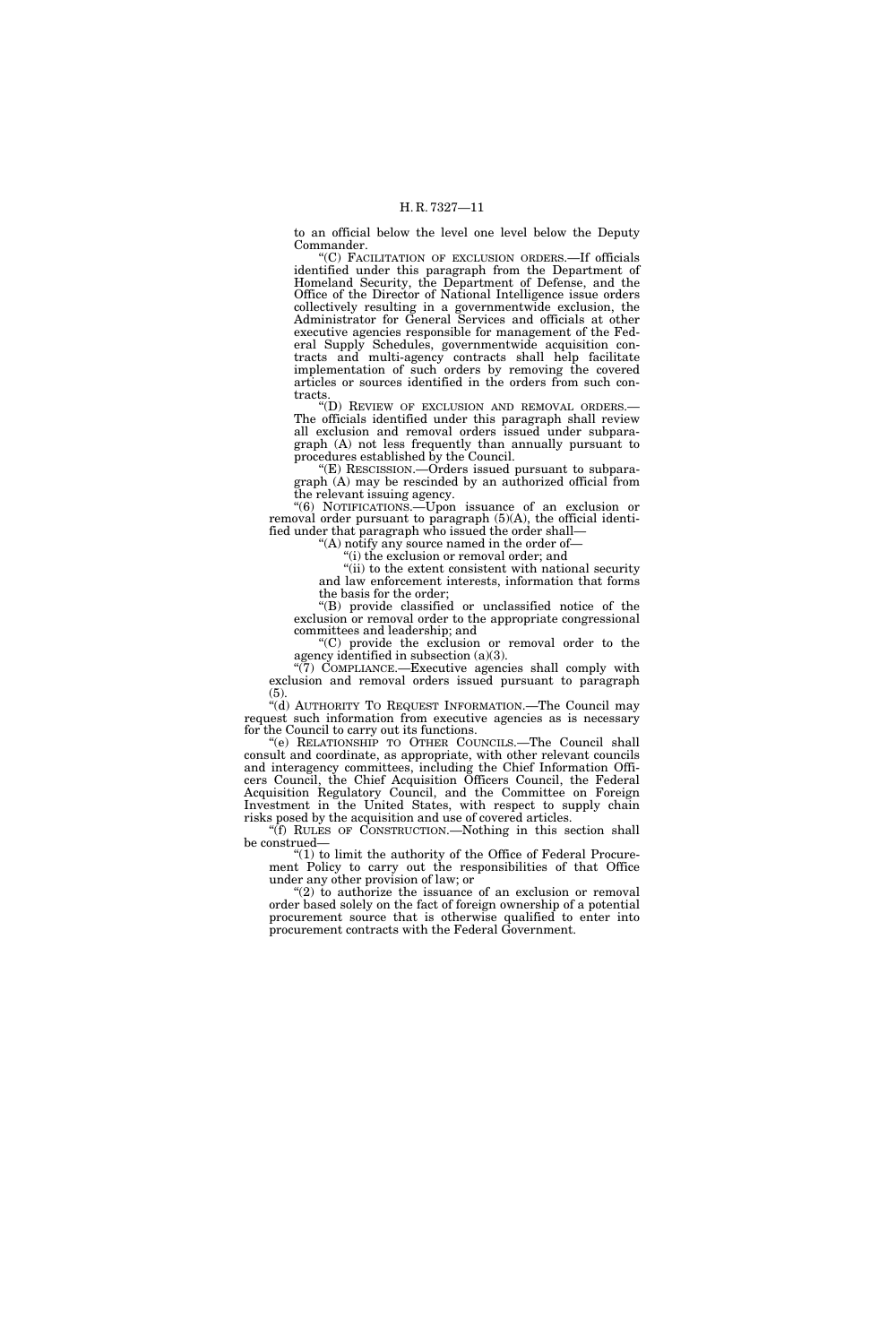to an official below the level one level below the Deputy Commander.

"(C) FACILITATION OF EXCLUSION ORDERS.—If officials identified under this paragraph from the Department of Homeland Security, the Department of Defense, and the Office of the Director of National Intelligence issue orders collectively resulting in a governmentwide exclusion, the Administrator for General Services and officials at other executive agencies responsible for management of the Federal Supply Schedules, governmentwide acquisition contracts and multi-agency contracts shall help facilitate implementation of such orders by removing the covered articles or sources identified in the orders from such contracts.

"(D) REVIEW OF EXCLUSION AND REMOVAL ORDERS.—The officials identified under this paragraph shall review all exclusion and removal orders issued under subparagraph (A) not less frequently than annually pursuant to procedures established by the Council.

"(E) RESCISSION.—Orders issued pursuant to subparagraph (A) may be rescinded by an authorized official from the relevant issuing agency.

"(6) NOTIFICATIONS.—Upon issuance of an exclusion or removal order pursuant to paragraph (5)(A), the official identified under that paragraph who issued the order shall—

"(A) notify any source named in the order of—

"(i) the exclusion or removal order; and

"(ii) to the extent consistent with national security and law enforcement interests, information that forms the basis for the order;

"(B) provide classified or unclassified notice of the exclusion or removal order to the appropriate congressional committees and leadership; and

"(C) provide the exclusion or removal order to the agency identified in subsection (a)(3).

"(7) COMPLIANCE.—Executive agencies shall comply with exclusion and removal orders issued pursuant to paragraph (5).

"(d) AUTHORITY TO REQUEST INFORMATION.—The Council may request such information from executive agencies as is necessary for the Council to carry out its functions.

"(e) RELATIONSHIP TO OTHER COUNCILS.—The Council shall consult and coordinate, as appropriate, with other relevant councils and interagency committees, including the Chief Information Officers Council, the Chief Acquisition Officers Council, the Federal Acquisition Regulatory Council, and the Committee on Foreign Investment in the United States, with respect to supply chain risks posed by the acquisition and use of covered articles.

"(f) RULES OF CONSTRUCTION.—Nothing in this section shall be construed—

"(1) to limit the authority of the Office of Federal Procurement Policy to carry out the responsibilities of that Office under any other provision of law; or

"(2) to authorize the issuance of an exclusion or removal order based solely on the fact of foreign ownership of a potential procurement source that is otherwise qualified to enter into procurement contracts with the Federal Government.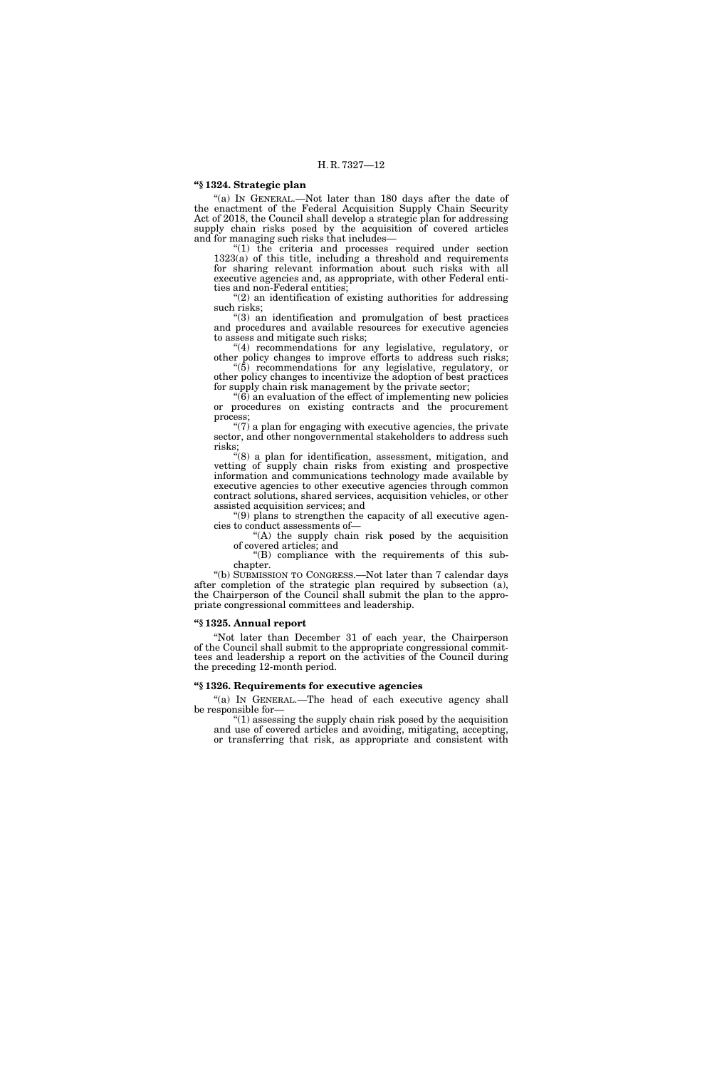**"§ 1324. Strategic plan**

"(a) IN GENERAL.—Not later than 180 days after the date of the enactment of the Federal Acquisition Supply Chain Security Act of 2018, the Council shall develop a strategic plan for addressing supply chain risks posed by the acquisition of covered articles and for managing such risks that includes—

"(1) the criteria and processes required under section 1323(a) of this title, including a threshold and requirements for sharing relevant information about such risks with all executive agencies and, as appropriate, with other Federal entities and non-Federal entities;

"(2) an identification of existing authorities for addressing such risks;

"(3) an identification and promulgation of best practices and procedures and available resources for executive agencies to assess and mitigate such risks;

"(4) recommendations for any legislative, regulatory, or other policy changes to improve efforts to address such risks;

"(5) recommendations for any legislative, regulatory, or other policy changes to incentivize the adoption of best practices for supply chain risk management by the private sector;

"(6) an evaluation of the effect of implementing new policies or procedures on existing contracts and the procurement process;

"(7) a plan for engaging with executive agencies, the private sector, and other nongovernmental stakeholders to address such risks;

"(8) a plan for identification, assessment, mitigation, and vetting of supply chain risks from existing and prospective information and communications technology made available by executive agencies to other executive agencies through common contract solutions, shared services, acquisition vehicles, or other assisted acquisition services; and

"(9) plans to strengthen the capacity of all executive agencies to conduct assessments of—

"(A) the supply chain risk posed by the acquisition of covered articles; and

"(B) compliance with the requirements of this subchapter.

"(b) SUBMISSION TO CONGRESS.—Not later than 7 calendar days after completion of the strategic plan required by subsection (a), the Chairperson of the Council shall submit the plan to the appropriate congressional committees and leadership.

**"§ 1325. Annual report**

"Not later than December 31 of each year, the Chairperson of the Council shall submit to the appropriate congressional committees and leadership a report on the activities of the Council during the preceding 12-month period.

**"§ 1326. Requirements for executive agencies**

"(a) IN GENERAL.—The head of each executive agency shall be responsible for—

"(1) assessing the supply chain risk posed by the acquisition and use of covered articles and avoiding, mitigating, accepting, or transferring that risk, as appropriate and consistent with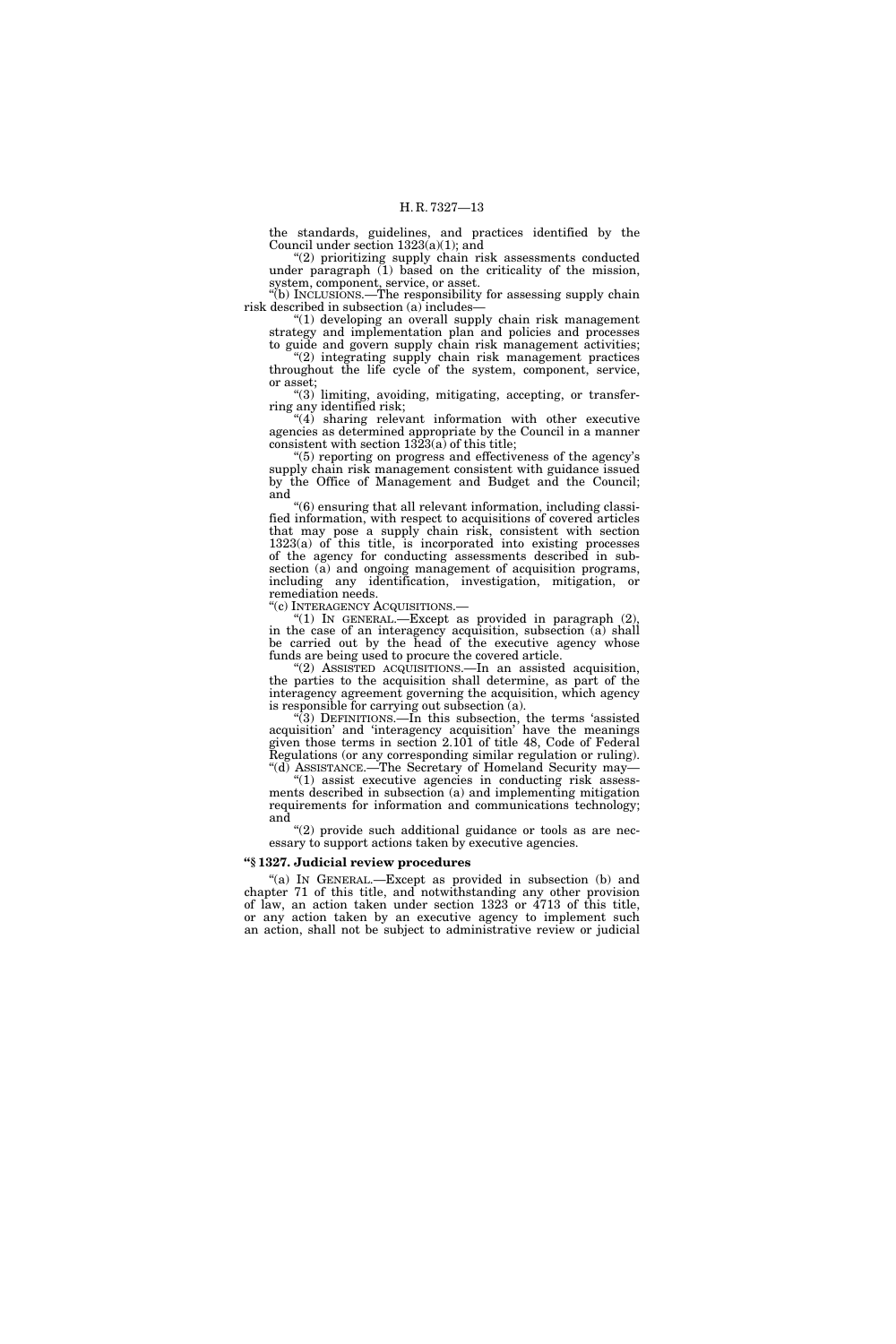the standards, guidelines, and practices identified by the Council under section 1323(a)(1); and

"(2) prioritizing supply chain risk assessments conducted under paragraph (1) based on the criticality of the mission, system, component, service, or asset.

"(b) INCLUSIONS.—The responsibility for assessing supply chain risk described in subsection (a) includes—

"(1) developing an overall supply chain risk management strategy and implementation plan and policies and processes to guide and govern supply chain risk management activities;

"(2) integrating supply chain risk management practices throughout the life cycle of the system, component, service, or asset;

"(3) limiting, avoiding, mitigating, accepting, or transferring any identified risk;

"(4) sharing relevant information with other executive agencies as determined appropriate by the Council in a manner consistent with section 1323(a) of this title;

"(5) reporting on progress and effectiveness of the agency's supply chain risk management consistent with guidance issued by the Office of Management and Budget and the Council; and

"(6) ensuring that all relevant information, including classified information, with respect to acquisitions of covered articles that may pose a supply chain risk, consistent with section 1323(a) of this title, is incorporated into existing processes of the agency for conducting assessments described in subsection (a) and ongoing management of acquisition programs, including any identification, investigation, mitigation, or remediation needs.

"(c) INTERAGENCY ACQUISITIONS.—

"(1) IN GENERAL.—Except as provided in paragraph (2), in the case of an interagency acquisition, subsection (a) shall be carried out by the head of the executive agency whose funds are being used to procure the covered article.

"(2) ASSISTED ACQUISITIONS.—In an assisted acquisition, the parties to the acquisition shall determine, as part of the interagency agreement governing the acquisition, which agency is responsible for carrying out subsection (a).

"(3) DEFINITIONS.—In this subsection, the terms 'assisted acquisition' and 'interagency acquisition' have the meanings given those terms in section 2.101 of title 48, Code of Federal Regulations (or any corresponding similar regulation or ruling).

"(d) ASSISTANCE.—The Secretary of Homeland Security may—

"(1) assist executive agencies in conducting risk assessments described in subsection (a) and implementing mitigation requirements for information and communications technology; and

"(2) provide such additional guidance or tools as are necessary to support actions taken by executive agencies.

**"§ 1327. Judicial review procedures**

"(a) IN GENERAL.—Except as provided in subsection (b) and chapter 71 of this title, and notwithstanding any other provision of law, an action taken under section 1323 or 4713 of this title, or any action taken by an executive agency to implement such an action, shall not be subject to administrative review or judicial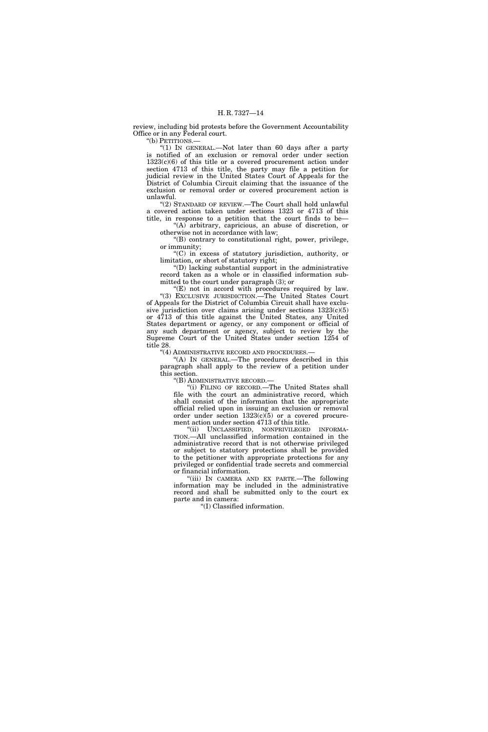review, including bid protests before the Government Accountability Office or in any Federal court.

"(b) PETITIONS.—

"(1) IN GENERAL.—Not later than 60 days after a party is notified of an exclusion or removal order under section 1323(c)(6) of this title or a covered procurement action under section 4713 of this title, the party may file a petition for judicial review in the United States Court of Appeals for the District of Columbia Circuit claiming that the issuance of the exclusion or removal order or covered procurement action is unlawful.

"(2) STANDARD OF REVIEW.—The Court shall hold unlawful a covered action taken under sections 1323 or 4713 of this title, in response to a petition that the court finds to be—

"(A) arbitrary, capricious, an abuse of discretion, or otherwise not in accordance with law;

"(B) contrary to constitutional right, power, privilege, or immunity;

"(C) in excess of statutory jurisdiction, authority, or limitation, or short of statutory right;

"(D) lacking substantial support in the administrative record taken as a whole or in classified information submitted to the court under paragraph (3); or

"(E) not in accord with procedures required by law.

"(3) EXCLUSIVE JURISDICTION.—The United States Court of Appeals for the District of Columbia Circuit shall have exclusive jurisdiction over claims arising under sections 1323(c)(5) or 4713 of this title against the United States, any United States department or agency, or any component or official of any such department or agency, subject to review by the Supreme Court of the United States under section 1254 of title 28.

"(4) ADMINISTRATIVE RECORD AND PROCEDURES.—

"(A) IN GENERAL.—The procedures described in this paragraph shall apply to the review of a petition under this section.

"(B) ADMINISTRATIVE RECORD.—

"(i) FILING OF RECORD.—The United States shall file with the court an administrative record, which shall consist of the information that the appropriate official relied upon in issuing an exclusion or removal order under section 1323(c)(5) or a covered procurement action under section 4713 of this title.

"(ii) UNCLASSIFIED, NONPRIVILEGED INFORMATION.—All unclassified information contained in the administrative record that is not otherwise privileged or subject to statutory protections shall be provided to the petitioner with appropriate protections for any privileged or confidential trade secrets and commercial or financial information.

"(iii) IN CAMERA AND EX PARTE.—The following information may be included in the administrative record and shall be submitted only to the court ex parte and in camera:

"(I) Classified information.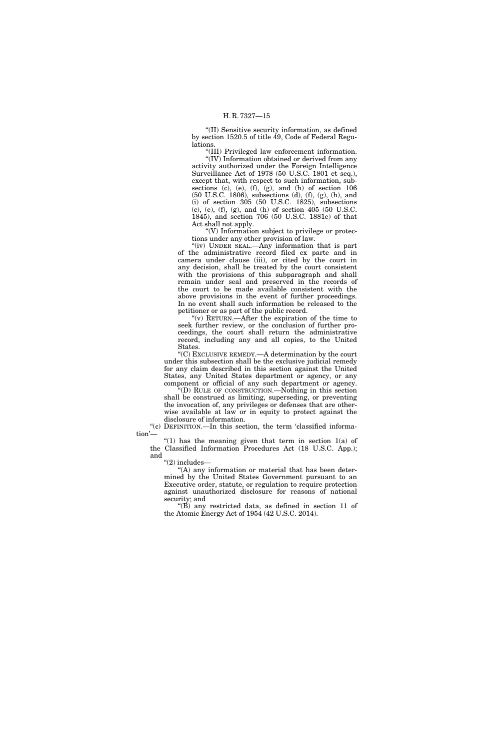"(II) Sensitive security information, as defined by section 1520.5 of title 49, Code of Federal Regulations.

"(III) Privileged law enforcement information.

"(IV) Information obtained or derived from any activity authorized under the Foreign Intelligence Surveillance Act of 1978 (50 U.S.C. 1801 et seq.), except that, with respect to such information, subsections (c), (e), (f), (g), and (h) of section 106 (50 U.S.C. 1806), subsections (d), (f), (g), (h), and (i) of section 305 (50 U.S.C. 1825), subsections (c), (e), (f), (g), and (h) of section 405 (50 U.S.C. 1845), and section 706 (50 U.S.C. 1881e) of that Act shall not apply.

"(V) Information subject to privilege or protections under any other provision of law.

"(iv) UNDER SEAL.—Any information that is part of the administrative record filed ex parte and in camera under clause (iii), or cited by the court in any decision, shall be treated by the court consistent with the provisions of this subparagraph and shall remain under seal and preserved in the records of the court to be made available consistent with the above provisions in the event of further proceedings. In no event shall such information be released to the petitioner or as part of the public record.

"(v) RETURN.—After the expiration of the time to seek further review, or the conclusion of further proceedings, the court shall return the administrative record, including any and all copies, to the United States.

"(C) EXCLUSIVE REMEDY.—A determination by the court under this subsection shall be the exclusive judicial remedy for any claim described in this section against the United States, any United States department or agency, or any component or official of any such department or agency.

"(D) RULE OF CONSTRUCTION.—Nothing in this section shall be construed as limiting, superseding, or preventing the invocation of, any privileges or defenses that are otherwise available at law or in equity to protect against the disclosure of information.

"(c) DEFINITION.—In this section, the term 'classified information'—

"(1) has the meaning given that term in section 1(a) of the Classified Information Procedures Act (18 U.S.C. App.); and

"(2) includes—

"(A) any information or material that has been determined by the United States Government pursuant to an Executive order, statute, or regulation to require protection against unauthorized disclosure for reasons of national security; and

"(B) any restricted data, as defined in section 11 of the Atomic Energy Act of 1954 (42 U.S.C. 2014).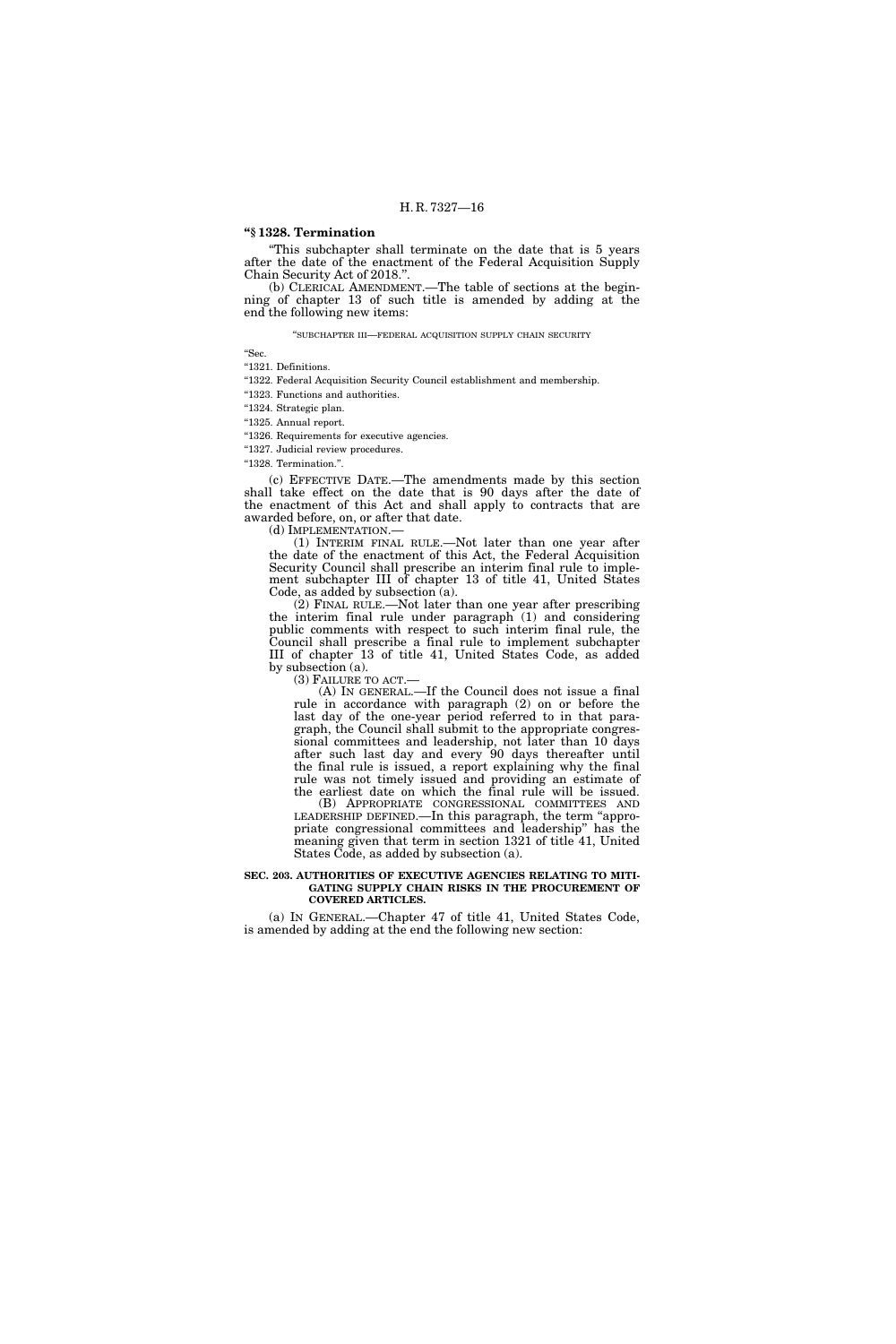**"§ 1328. Termination**

"This subchapter shall terminate on the date that is 5 years after the date of the enactment of the Federal Acquisition Supply Chain Security Act of 2018.".

(b) CLERICAL AMENDMENT.—The table of sections at the beginning of chapter 13 of such title is amended by adding at the end the following new items:

"SUBCHAPTER III—FEDERAL ACQUISITION SUPPLY CHAIN SECURITY

"Sec.

"1321. Definitions.

"1322. Federal Acquisition Security Council establishment and membership.

"1323. Functions and authorities.

"1324. Strategic plan.

"1325. Annual report.

"1326. Requirements for executive agencies.

"1327. Judicial review procedures.

"1328. Termination.".

(c) EFFECTIVE DATE.—The amendments made by this section shall take effect on the date that is 90 days after the date of the enactment of this Act and shall apply to contracts that are awarded before, on, or after that date.

(d) IMPLEMENTATION.—

(1) INTERIM FINAL RULE.—Not later than one year after the date of the enactment of this Act, the Federal Acquisition Security Council shall prescribe an interim final rule to implement subchapter III of chapter 13 of title 41, United States Code, as added by subsection (a).

(2) FINAL RULE.—Not later than one year after prescribing the interim final rule under paragraph (1) and considering public comments with respect to such interim final rule, the Council shall prescribe a final rule to implement subchapter III of chapter 13 of title 41, United States Code, as added by subsection (a).

(3) FAILURE TO ACT.—

(A) IN GENERAL.—If the Council does not issue a final rule in accordance with paragraph (2) on or before the last day of the one-year period referred to in that paragraph, the Council shall submit to the appropriate congressional committees and leadership, not later than 10 days after such last day and every 90 days thereafter until the final rule is issued, a report explaining why the final rule was not timely issued and providing an estimate of the earliest date on which the final rule will be issued.

(B) APPROPRIATE CONGRESSIONAL COMMITTEES AND LEADERSHIP DEFINED.—In this paragraph, the term "appropriate congressional committees and leadership" has the meaning given that term in section 1321 of title 41, United States Code, as added by subsection (a).

**SEC. 203. AUTHORITIES OF EXECUTIVE AGENCIES RELATING TO MITIGATING SUPPLY CHAIN RISKS IN THE PROCUREMENT OF COVERED ARTICLES.**

(a) IN GENERAL.—Chapter 47 of title 41, United States Code, is amended by adding at the end the following new section: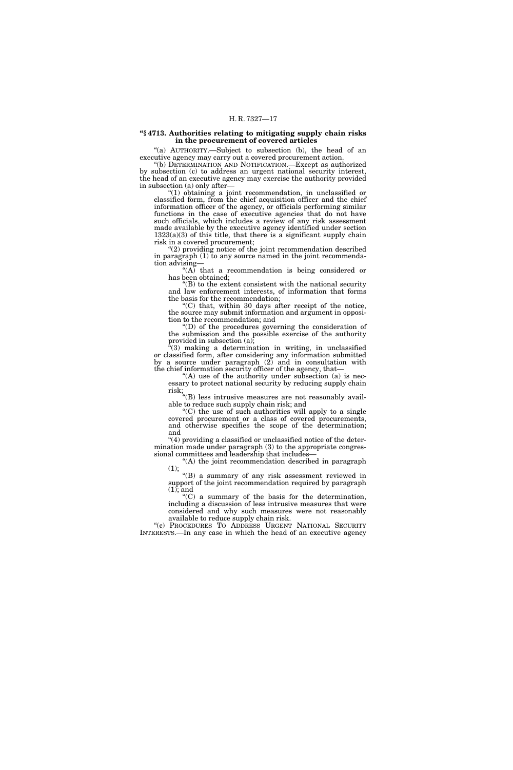**"§ 4713. Authorities relating to mitigating supply chain risks in the procurement of covered articles**

"(a) AUTHORITY.—Subject to subsection (b), the head of an executive agency may carry out a covered procurement action.

"(b) DETERMINATION AND NOTIFICATION.—Except as authorized by subsection (c) to address an urgent national security interest, the head of an executive agency may exercise the authority provided in subsection (a) only after—

"(1) obtaining a joint recommendation, in unclassified or classified form, from the chief acquisition officer and the chief information officer of the agency, or officials performing similar functions in the case of executive agencies that do not have such officials, which includes a review of any risk assessment made available by the executive agency identified under section 1323(a)(3) of this title, that there is a significant supply chain risk in a covered procurement;

"(2) providing notice of the joint recommendation described in paragraph (1) to any source named in the joint recommendation advising—

"(A) that a recommendation is being considered or has been obtained;

"(B) to the extent consistent with the national security and law enforcement interests, of information that forms the basis for the recommendation;

"(C) that, within 30 days after receipt of the notice, the source may submit information and argument in opposition to the recommendation; and

"(D) of the procedures governing the consideration of the submission and the possible exercise of the authority provided in subsection (a);

"(3) making a determination in writing, in unclassified or classified form, after considering any information submitted by a source under paragraph (2) and in consultation with the chief information security officer of the agency, that—

"(A) use of the authority under subsection (a) is necessary to protect national security by reducing supply chain risk;

"(B) less intrusive measures are not reasonably available to reduce such supply chain risk; and

"(C) the use of such authorities will apply to a single covered procurement or a class of covered procurements, and otherwise specifies the scope of the determination; and

"(4) providing a classified or unclassified notice of the determination made under paragraph (3) to the appropriate congressional committees and leadership that includes—

"(A) the joint recommendation described in paragraph (1);

"(B) a summary of any risk assessment reviewed in support of the joint recommendation required by paragraph (1); and

"(C) a summary of the basis for the determination, including a discussion of less intrusive measures that were considered and why such measures were not reasonably available to reduce supply chain risk.

"(c) PROCEDURES TO ADDRESS URGENT NATIONAL SECURITY INTERESTS.—In any case in which the head of an executive agency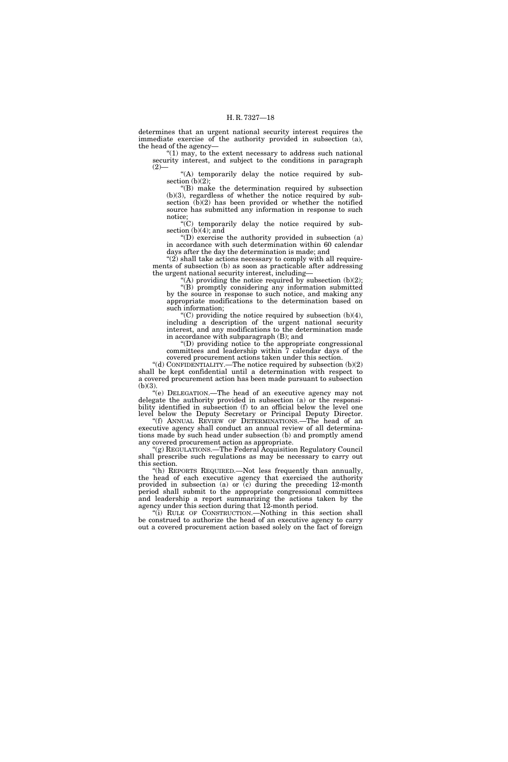determines that an urgent national security interest requires the immediate exercise of the authority provided in subsection (a), the head of the agency—

"(1) may, to the extent necessary to address such national security interest, and subject to the conditions in paragraph (2)—

"(A) temporarily delay the notice required by subsection (b)(2);

"(B) make the determination required by subsection (b)(3), regardless of whether the notice required by subsection (b)(2) has been provided or whether the notified source has submitted any information in response to such notice;

"(C) temporarily delay the notice required by subsection (b)(4); and

"(D) exercise the authority provided in subsection (a) in accordance with such determination within 60 calendar days after the day the determination is made; and

"(2) shall take actions necessary to comply with all requirements of subsection (b) as soon as practicable after addressing the urgent national security interest, including—

"(A) providing the notice required by subsection (b)(2);

"(B) promptly considering any information submitted by the source in response to such notice, and making any appropriate modifications to the determination based on such information;

"(C) providing the notice required by subsection (b)(4), including a description of the urgent national security interest, and any modifications to the determination made in accordance with subparagraph (B); and

"(D) providing notice to the appropriate congressional committees and leadership within 7 calendar days of the covered procurement actions taken under this section.

"(d) CONFIDENTIALITY.—The notice required by subsection (b)(2) shall be kept confidential until a determination with respect to a covered procurement action has been made pursuant to subsection (b)(3).

"(e) DELEGATION.—The head of an executive agency may not delegate the authority provided in subsection (a) or the responsibility identified in subsection (f) to an official below the level one level below the Deputy Secretary or Principal Deputy Director.

"(f) ANNUAL REVIEW OF DETERMINATIONS.—The head of an executive agency shall conduct an annual review of all determinations made by such head under subsection (b) and promptly amend any covered procurement action as appropriate.

"(g) REGULATIONS.—The Federal Acquisition Regulatory Council shall prescribe such regulations as may be necessary to carry out this section.

"(h) REPORTS REQUIRED.—Not less frequently than annually, the head of each executive agency that exercised the authority provided in subsection (a) or (c) during the preceding 12-month period shall submit to the appropriate congressional committees and leadership a report summarizing the actions taken by the agency under this section during that 12-month period.

"(i) RULE OF CONSTRUCTION.—Nothing in this section shall be construed to authorize the head of an executive agency to carry out a covered procurement action based solely on the fact of foreign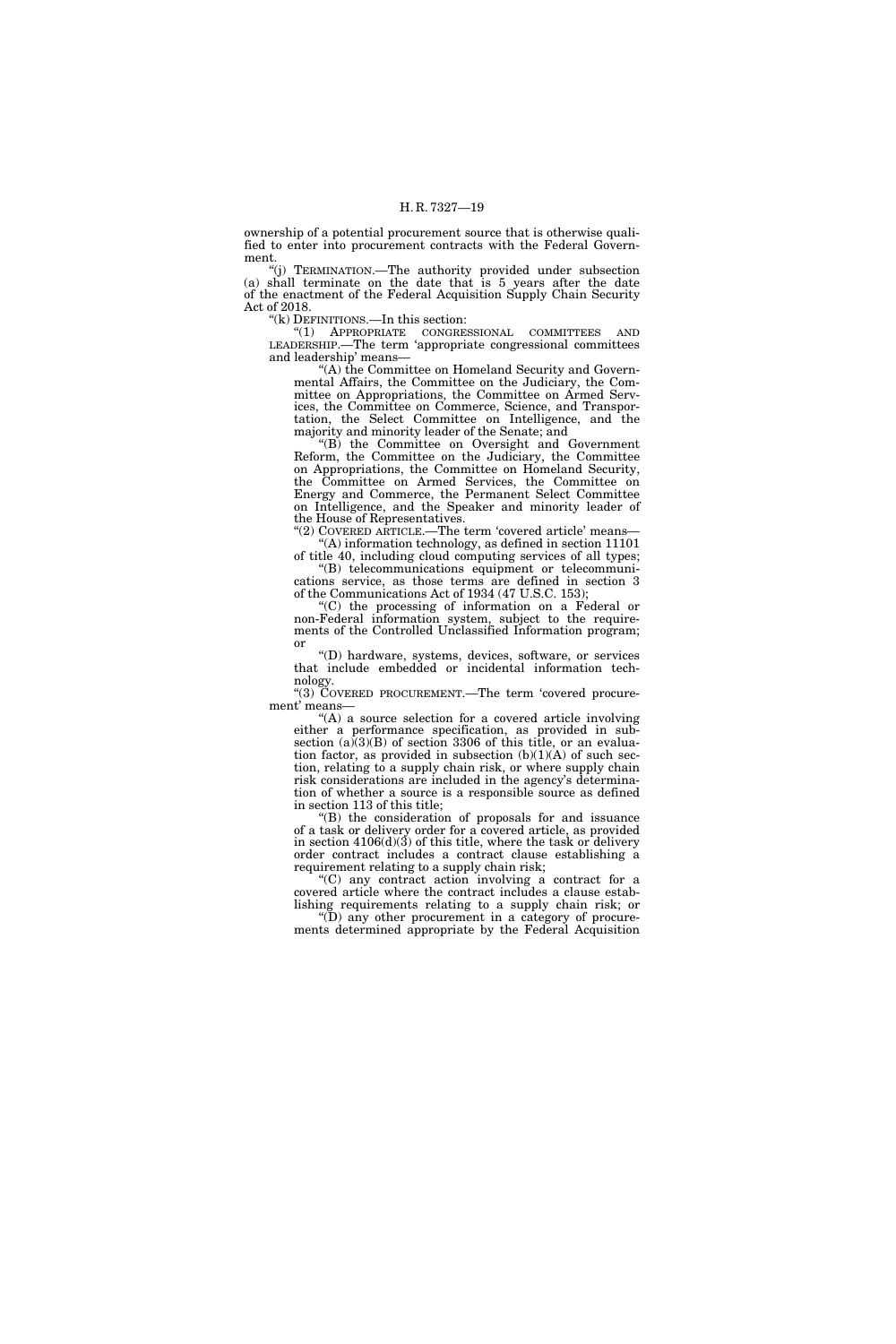ownership of a potential procurement source that is otherwise qualified to enter into procurement contracts with the Federal Government.

"(j) TERMINATION.—The authority provided under subsection (a) shall terminate on the date that is 5 years after the date of the enactment of the Federal Acquisition Supply Chain Security Act of 2018.

"(k) DEFINITIONS.—In this section:

"(1) APPROPRIATE CONGRESSIONAL COMMITTEES AND LEADERSHIP.—The term 'appropriate congressional committees and leadership' means—

"(A) the Committee on Homeland Security and Governmental Affairs, the Committee on the Judiciary, the Committee on Appropriations, the Committee on Armed Services, the Committee on Commerce, Science, and Transportation, the Select Committee on Intelligence, and the majority and minority leader of the Senate; and

"(B) the Committee on Oversight and Government Reform, the Committee on the Judiciary, the Committee on Appropriations, the Committee on Homeland Security, the Committee on Armed Services, the Committee on Energy and Commerce, the Permanent Select Committee on Intelligence, and the Speaker and minority leader of the House of Representatives.

"(2) COVERED ARTICLE.—The term 'covered article' means—

"(A) information technology, as defined in section 11101 of title 40, including cloud computing services of all types;

"(B) telecommunications equipment or telecommunications service, as those terms are defined in section 3 of the Communications Act of 1934 (47 U.S.C. 153);

"(C) the processing of information on a Federal or non-Federal information system, subject to the requirements of the Controlled Unclassified Information program; or

"(D) hardware, systems, devices, software, or services that include embedded or incidental information technology.

"(3) COVERED PROCUREMENT.—The term 'covered procurement' means—

"(A) a source selection for a covered article involving either a performance specification, as provided in subsection (a)(3)(B) of section 3306 of this title, or an evaluation factor, as provided in subsection (b)(1)(A) of such section, relating to a supply chain risk, or where supply chain risk considerations are included in the agency's determination of whether a source is a responsible source as defined in section 113 of this title;

"(B) the consideration of proposals for and issuance of a task or delivery order for a covered article, as provided in section 4106(d)(3) of this title, where the task or delivery order contract includes a contract clause establishing a requirement relating to a supply chain risk;

"(C) any contract action involving a contract for a covered article where the contract includes a clause establishing requirements relating to a supply chain risk; or

"(D) any other procurement in a category of procurements determined appropriate by the Federal Acquisition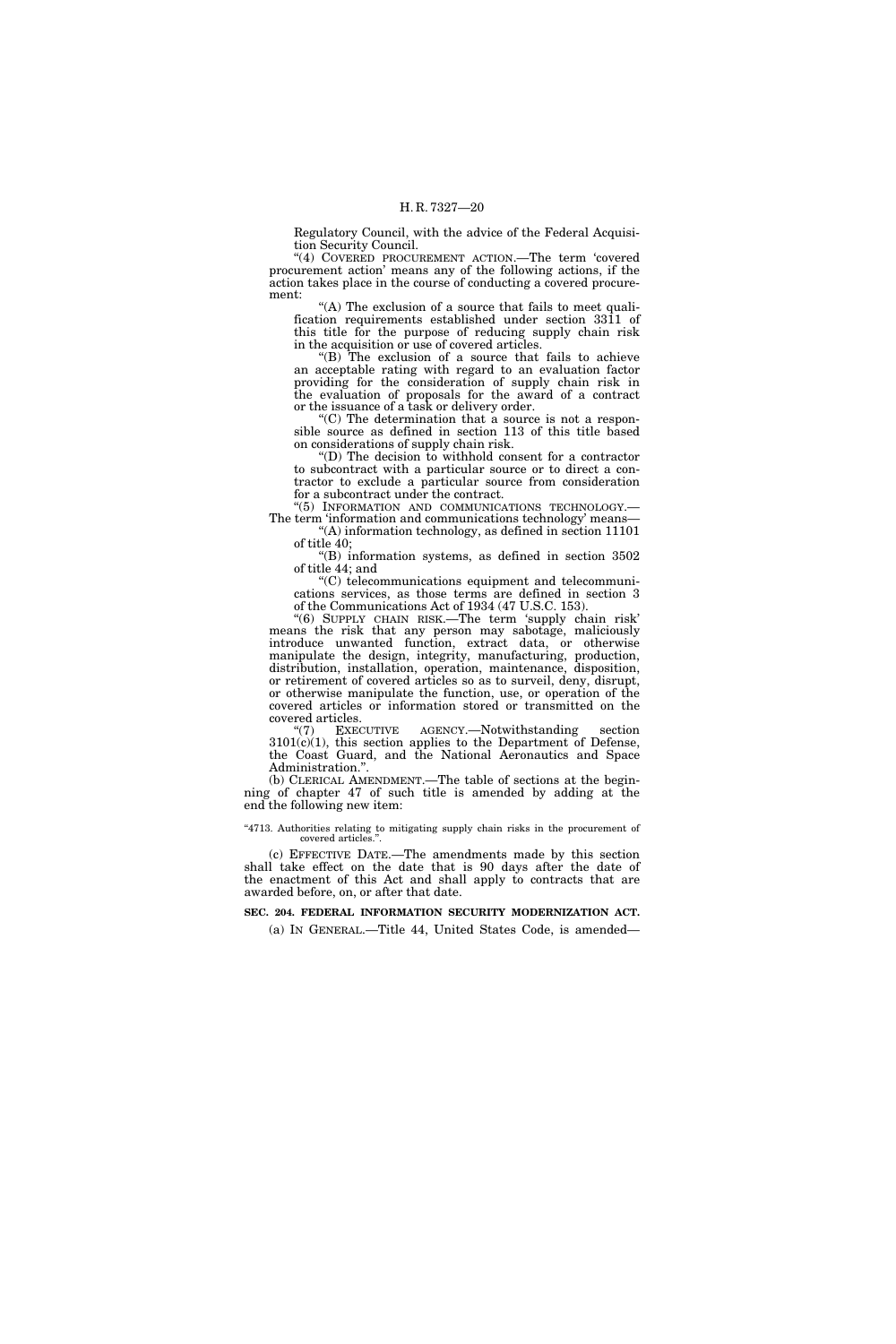Regulatory Council, with the advice of the Federal Acquisition Security Council.

"(4) COVERED PROCUREMENT ACTION.—The term 'covered procurement action' means any of the following actions, if the action takes place in the course of conducting a covered procurement:

"(A) The exclusion of a source that fails to meet qualification requirements established under section 3311 of this title for the purpose of reducing supply chain risk in the acquisition or use of covered articles.

"(B) The exclusion of a source that fails to achieve an acceptable rating with regard to an evaluation factor providing for the consideration of supply chain risk in the evaluation of proposals for the award of a contract or the issuance of a task or delivery order.

"(C) The determination that a source is not a responsible source as defined in section 113 of this title based on considerations of supply chain risk.

"(D) The decision to withhold consent for a contractor to subcontract with a particular source or to direct a contractor to exclude a particular source from consideration for a subcontract under the contract.

"(5) INFORMATION AND COMMUNICATIONS TECHNOLOGY.—The term 'information and communications technology' means—

"(A) information technology, as defined in section 11101 of title 40;

"(B) information systems, as defined in section 3502 of title 44; and

"(C) telecommunications equipment and telecommunications services, as those terms are defined in section 3 of the Communications Act of 1934 (47 U.S.C. 153).

"(6) SUPPLY CHAIN RISK.—The term 'supply chain risk' means the risk that any person may sabotage, maliciously introduce unwanted function, extract data, or otherwise manipulate the design, integrity, manufacturing, production, distribution, installation, operation, maintenance, disposition, or retirement of covered articles so as to surveil, deny, disrupt, or otherwise manipulate the function, use, or operation of the covered articles or information stored or transmitted on the covered articles.

"(7) EXECUTIVE AGENCY.—Notwithstanding section 3101(c)(1), this section applies to the Department of Defense, the Coast Guard, and the National Aeronautics and Space Administration.".

(b) CLERICAL AMENDMENT.—The table of sections at the beginning of chapter 47 of such title is amended by adding at the end the following new item:

"4713. Authorities relating to mitigating supply chain risks in the procurement of covered articles.".

(c) EFFECTIVE DATE.—The amendments made by this section shall take effect on the date that is 90 days after the date of the enactment of this Act and shall apply to contracts that are awarded before, on, or after that date.

**SEC. 204. FEDERAL INFORMATION SECURITY MODERNIZATION ACT.**

(a) IN GENERAL.—Title 44, United States Code, is amended—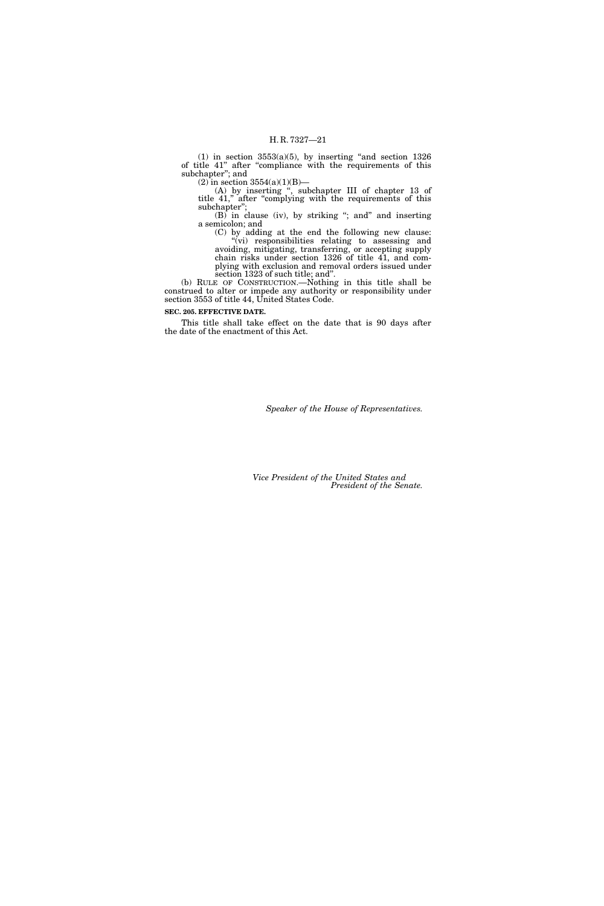(1) in section 3553(a)(5), by inserting "and section 1326 of title 41" after "compliance with the requirements of this subchapter"; and

(2) in section 3554(a)(1)(B)—

(A) by inserting ", subchapter III of chapter 13 of title 41," after "complying with the requirements of this subchapter";

(B) in clause (iv), by striking "; and" and inserting a semicolon; and

(C) by adding at the end the following new clause:

"(vi) responsibilities relating to assessing and avoiding, mitigating, transferring, or accepting supply chain risks under section 1326 of title 41, and complying with exclusion and removal orders issued under section 1323 of such title; and".

(b) RULE OF CONSTRUCTION.—Nothing in this title shall be construed to alter or impede any authority or responsibility under section 3553 of title 44, United States Code.

**SEC. 205. EFFECTIVE DATE.**

This title shall take effect on the date that is 90 days after the date of the enactment of this Act.

*Speaker of the House of Representatives.*

*Vice President of the United States and President of the Senate.*